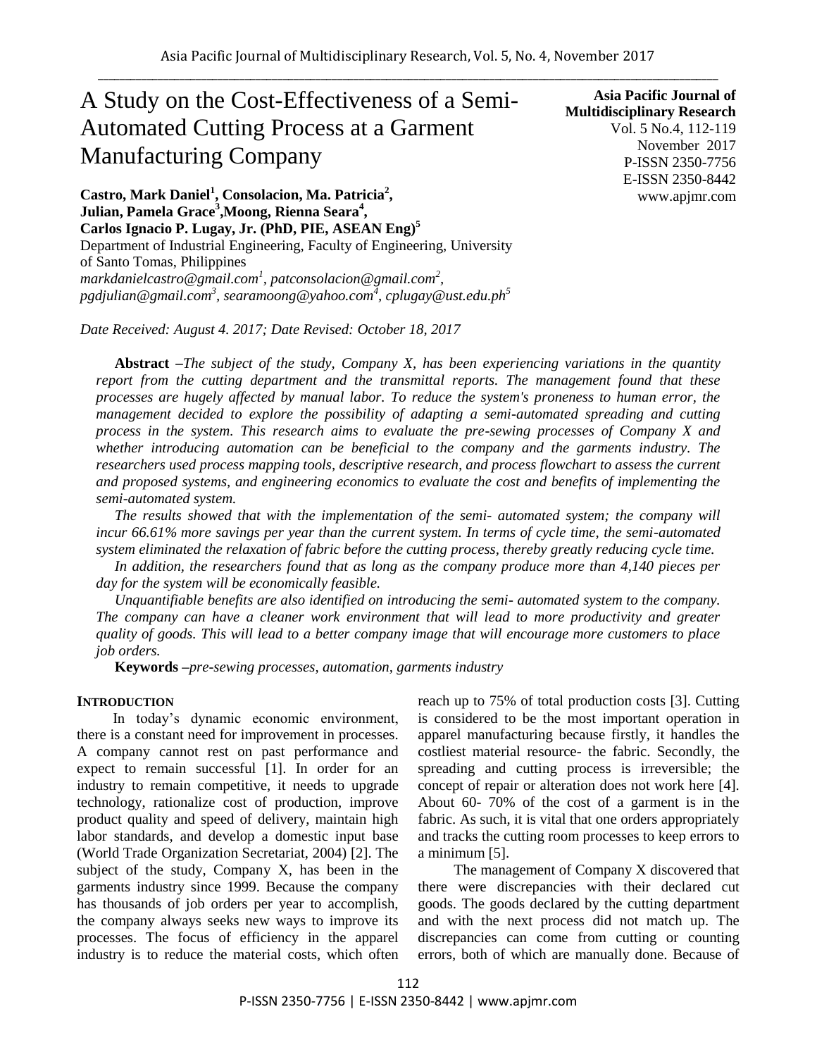# A Study on the Cost-Effectiveness of a Semi-Automated Cutting Process at a Garment Manufacturing Company

**Asia Pacific Journal of Multidisciplinary Research**
Vol. 5 No.4, 112-119
November 2017
P-ISSN 2350-7756
E-ISSN 2350-8442
www.apjmr.com

**Castro, Mark Daniel[1], Consolacion, Ma. Patricia[2], Julian, Pamela Grace[3], Moong, Rienna Seara[4], Carlos Ignacio P. Lugay, Jr. (PhD, PIE, ASEAN Eng)[5]**
Department of Industrial Engineering, Faculty of Engineering, University of Santo Tomas, Philippines
*markdanielcastro@gmail.com[1], patconsolacion@gmail.com[2], pgdjulian@gmail.com[3], searamoong@yahoo.com[4], cplugay@ust.edu.ph[5]*

*Date Received: August 4. 2017; Date Revised: October 18, 2017*

**Abstract** *–The subject of the study, Company X, has been experiencing variations in the quantity report from the cutting department and the transmittal reports. The management found that these processes are hugely affected by manual labor. To reduce the system's proneness to human error, the management decided to explore the possibility of adapting a semi-automated spreading and cutting process in the system. This research aims to evaluate the pre-sewing processes of Company X and whether introducing automation can be beneficial to the company and the garments industry. The researchers used process mapping tools, descriptive research, and process flowchart to assess the current and proposed systems, and engineering economics to evaluate the cost and benefits of implementing the semi-automated system.*

*The results showed that with the implementation of the semi- automated system; the company will incur 66.61% more savings per year than the current system. In terms of cycle time, the semi-automated system eliminated the relaxation of fabric before the cutting process, thereby greatly reducing cycle time.*

*In addition, the researchers found that as long as the company produce more than 4,140 pieces per day for the system will be economically feasible.*

*Unquantifiable benefits are also identified on introducing the semi- automated system to the company. The company can have a cleaner work environment that will lead to more productivity and greater quality of goods. This will lead to a better company image that will encourage more customers to place job orders.*

**Keywords** *–pre-sewing processes, automation, garments industry*

## INTRODUCTION

In today's dynamic economic environment, there is a constant need for improvement in processes. A company cannot rest on past performance and expect to remain successful [1]. In order for an industry to remain competitive, it needs to upgrade technology, rationalize cost of production, improve product quality and speed of delivery, maintain high labor standards, and develop a domestic input base (World Trade Organization Secretariat, 2004) [2]. The subject of the study, Company X, has been in the garments industry since 1999. Because the company has thousands of job orders per year to accomplish, the company always seeks new ways to improve its processes. The focus of efficiency in the apparel industry is to reduce the material costs, which often reach up to 75% of total production costs [3]. Cutting is considered to be the most important operation in apparel manufacturing because firstly, it handles the costliest material resource- the fabric. Secondly, the spreading and cutting process is irreversible; the concept of repair or alteration does not work here [4]. About 60- 70% of the cost of a garment is in the fabric. As such, it is vital that one orders appropriately and tracks the cutting room processes to keep errors to a minimum [5].

The management of Company X discovered that there were discrepancies with their declared cut goods. The goods declared by the cutting department and with the next process did not match up. The discrepancies can come from cutting or counting errors, both of which are manually done. Because of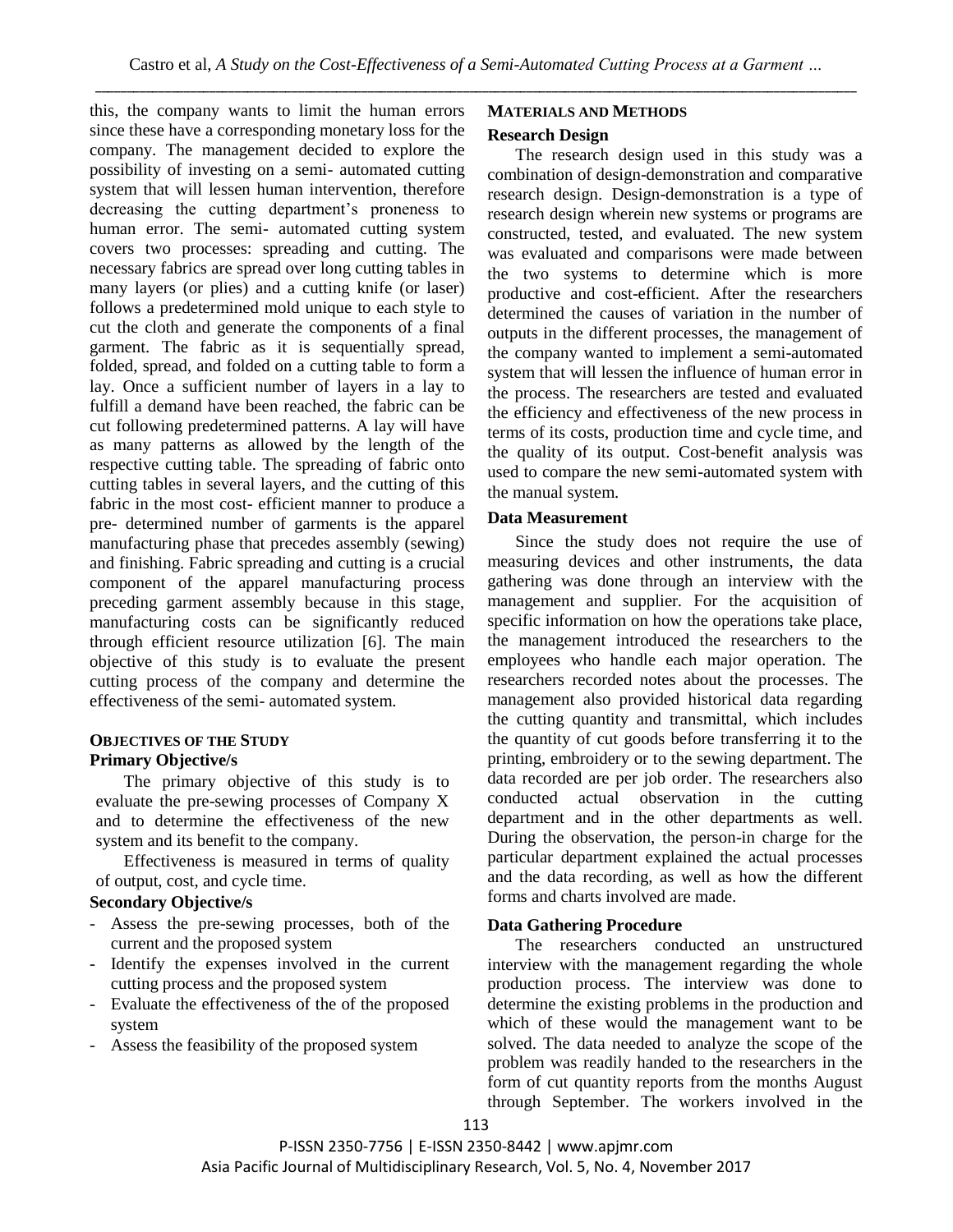this, the company wants to limit the human errors since these have a corresponding monetary loss for the company. The management decided to explore the possibility of investing on a semi- automated cutting system that will lessen human intervention, therefore decreasing the cutting department's proneness to human error. The semi- automated cutting system covers two processes: spreading and cutting. The necessary fabrics are spread over long cutting tables in many layers (or plies) and a cutting knife (or laser) follows a predetermined mold unique to each style to cut the cloth and generate the components of a final garment. The fabric as it is sequentially spread, folded, spread, and folded on a cutting table to form a lay. Once a sufficient number of layers in a lay to fulfill a demand have been reached, the fabric can be cut following predetermined patterns. A lay will have as many patterns as allowed by the length of the respective cutting table. The spreading of fabric onto cutting tables in several layers, and the cutting of this fabric in the most cost- efficient manner to produce a pre- determined number of garments is the apparel manufacturing phase that precedes assembly (sewing) and finishing. Fabric spreading and cutting is a crucial component of the apparel manufacturing process preceding garment assembly because in this stage, manufacturing costs can be significantly reduced through efficient resource utilization [6]. The main objective of this study is to evaluate the present cutting process of the company and determine the effectiveness of the semi- automated system.

## OBJECTIVES OF THE STUDY

### Primary Objective/s

The primary objective of this study is to evaluate the pre-sewing processes of Company X and to determine the effectiveness of the new system and its benefit to the company.

Effectiveness is measured in terms of quality of output, cost, and cycle time.

### Secondary Objective/s

- Assess the pre-sewing processes, both of the current and the proposed system
- Identify the expenses involved in the current cutting process and the proposed system
- Evaluate the effectiveness of the of the proposed system
- Assess the feasibility of the proposed system

## MATERIALS AND METHODS

### Research Design

The research design used in this study was a combination of design-demonstration and comparative research design. Design-demonstration is a type of research design wherein new systems or programs are constructed, tested, and evaluated. The new system was evaluated and comparisons were made between the two systems to determine which is more productive and cost-efficient. After the researchers determined the causes of variation in the number of outputs in the different processes, the management of the company wanted to implement a semi-automated system that will lessen the influence of human error in the process. The researchers are tested and evaluated the efficiency and effectiveness of the new process in terms of its costs, production time and cycle time, and the quality of its output. Cost-benefit analysis was used to compare the new semi-automated system with the manual system.

### Data Measurement

Since the study does not require the use of measuring devices and other instruments, the data gathering was done through an interview with the management and supplier. For the acquisition of specific information on how the operations take place, the management introduced the researchers to the employees who handle each major operation. The researchers recorded notes about the processes. The management also provided historical data regarding the cutting quantity and transmittal, which includes the quantity of cut goods before transferring it to the printing, embroidery or to the sewing department. The data recorded are per job order. The researchers also conducted actual observation in the cutting department and in the other departments as well. During the observation, the person-in charge for the particular department explained the actual processes and the data recording, as well as how the different forms and charts involved are made.

### Data Gathering Procedure

The researchers conducted an unstructured interview with the management regarding the whole production process. The interview was done to determine the existing problems in the production and which of these would the management want to be solved. The data needed to analyze the scope of the problem was readily handed to the researchers in the form of cut quantity reports from the months August through September. The workers involved in the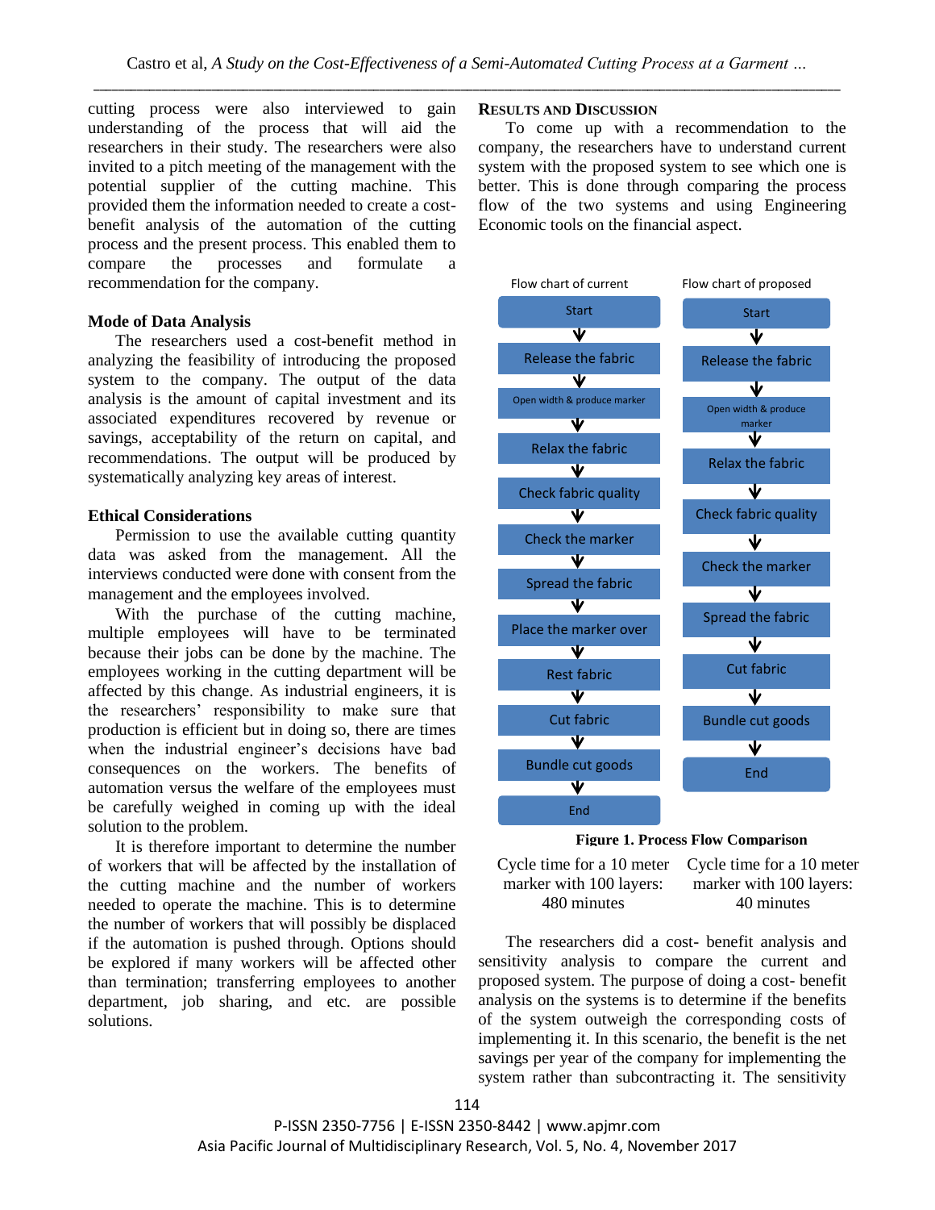cutting process were also interviewed to gain understanding of the process that will aid the researchers in their study. The researchers were also invited to a pitch meeting of the management with the potential supplier of the cutting machine. This provided them the information needed to create a cost-benefit analysis of the automation of the cutting process and the present process. This enabled them to compare the processes and formulate a recommendation for the company.

### Mode of Data Analysis

The researchers used a cost-benefit method in analyzing the feasibility of introducing the proposed system to the company. The output of the data analysis is the amount of capital investment and its associated expenditures recovered by revenue or savings, acceptability of the return on capital, and recommendations. The output will be produced by systematically analyzing key areas of interest.

### Ethical Considerations

Permission to use the available cutting quantity data was asked from the management. All the interviews conducted were done with consent from the management and the employees involved.

With the purchase of the cutting machine, multiple employees will have to be terminated because their jobs can be done by the machine. The employees working in the cutting department will be affected by this change. As industrial engineers, it is the researchers' responsibility to make sure that production is efficient but in doing so, there are times when the industrial engineer's decisions have bad consequences on the workers. The benefits of automation versus the welfare of the employees must be carefully weighed in coming up with the ideal solution to the problem.

It is therefore important to determine the number of workers that will be affected by the installation of the cutting machine and the number of workers needed to operate the machine. This is to determine the number of workers that will possibly be displaced if the automation is pushed through. Options should be explored if many workers will be affected other than termination; transferring employees to another department, job sharing, and etc. are possible solutions.

## RESULTS AND DISCUSSION

To come up with a recommendation to the company, the researchers have to understand current system with the proposed system to see which one is better. This is done through comparing the process flow of the two systems and using Engineering Economic tools on the financial aspect.

| Flow chart of current | Flow chart of proposed |
|---|---|
| Start | Start |
| Release the fabric | Release the fabric |
| Open width & produce marker | Open width & produce marker |
| Relax the fabric | Relax the fabric |
| Check fabric quality | Check fabric quality |
| Check the marker | Check the marker |
| Spread the fabric | Spread the fabric |
| Place the marker over | Cut fabric |
| Rest fabric | Bundle cut goods |
| Cut fabric | End |
| Bundle cut goods | |
| End | |

**Figure 1. Process Flow Comparison**

| Cycle time for a 10 meter marker with 100 layers: 480 minutes | Cycle time for a 10 meter marker with 100 layers: 40 minutes |
|---|---|

The researchers did a cost- benefit analysis and sensitivity analysis to compare the current and proposed system. The purpose of doing a cost- benefit analysis on the systems is to determine if the benefits of the system outweigh the corresponding costs of implementing it. In this scenario, the benefit is the net savings per year of the company for implementing the system rather than subcontracting it. The sensitivity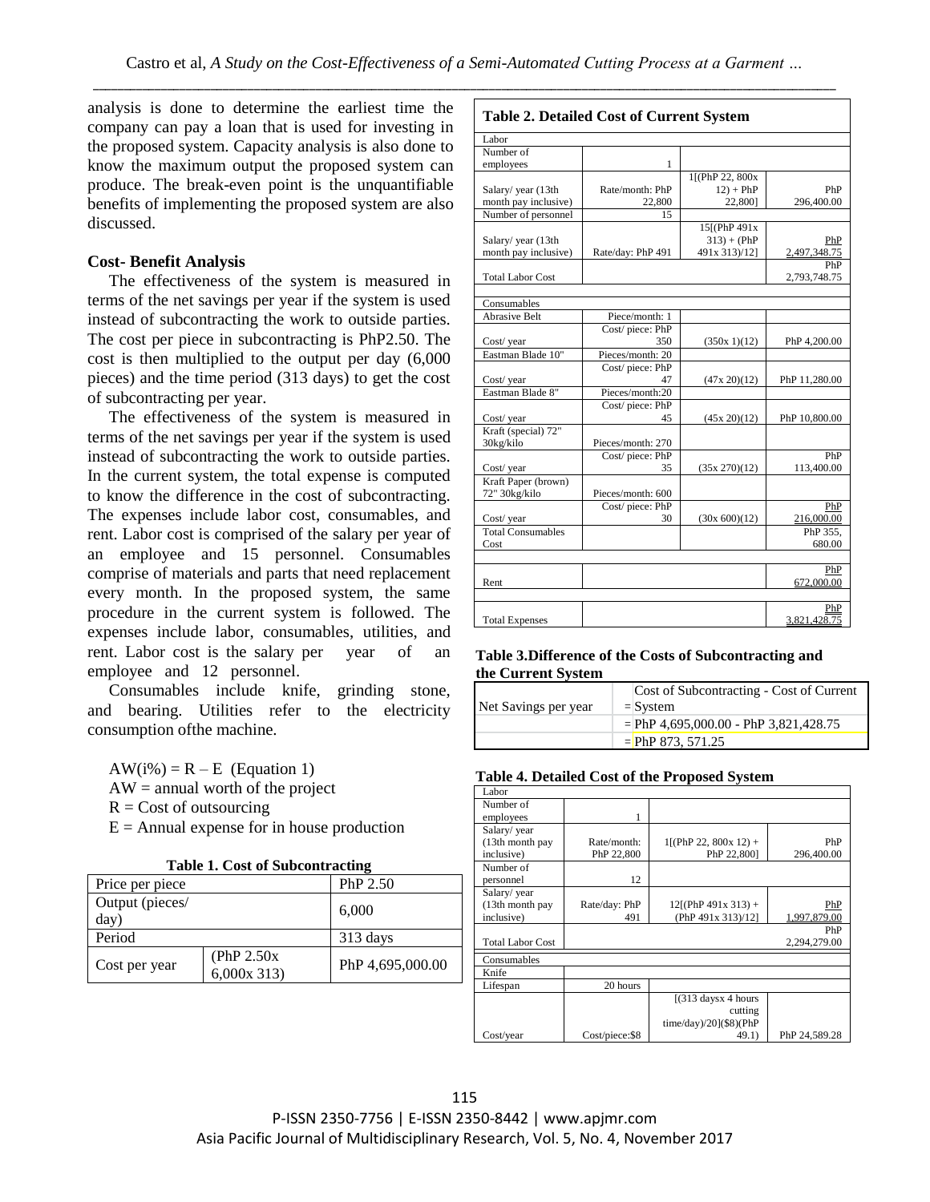analysis is done to determine the earliest time the company can pay a loan that is used for investing in the proposed system. Capacity analysis is also done to know the maximum output the proposed system can produce. The break-even point is the unquantifiable benefits of implementing the proposed system are also discussed.

**Cost- Benefit Analysis**

The effectiveness of the system is measured in terms of the net savings per year if the system is used instead of subcontracting the work to outside parties. The cost per piece in subcontracting is PhP2.50. The cost is then multiplied to the output per day (6,000 pieces) and the time period (313 days) to get the cost of subcontracting per year.

The effectiveness of the system is measured in terms of the net savings per year if the system is used instead of subcontracting the work to outside parties. In the current system, the total expense is computed to know the difference in the cost of subcontracting. The expenses include labor cost, consumables, and rent. Labor cost is comprised of the salary per year of an employee and 15 personnel. Consumables comprise of materials and parts that need replacement every month. In the proposed system, the same procedure in the current system is followed. The expenses include labor, consumables, utilities, and rent. Labor cost is the salary per year of an employee and 12 personnel.

Consumables include knife, grinding stone, and bearing. Utilities refer to the electricity consumption ofthe machine.

$AW(i\%) = R – E$ (Equation 1)
AW = annual worth of the project
R = Cost of outsourcing
E = Annual expense for in house production

**Table 1. Cost of Subcontracting**

| Price per piece | | PhP 2.50 |
|---|---|---|
| Output (pieces/ day) | | 6,000 |
| Period | | 313 days |
| Cost per year | (PhP 2.50x 6,000x 313) | PhP 4,695,000.00 |

**Table 2. Detailed Cost of Current System**

| Labor | | | |
|---|---|---|---|
| Number of employees | 1 | | |
| Salary/ year (13th month pay inclusive) | Rate/month: PhP 22,800 | 1[(PhP 22, 800x 12) + PhP 22,800] | PhP 296,400.00 |
| Number of personnel | 15 | | |
| Salary/ year (13th month pay inclusive) | Rate/day: PhP 491 | 15[(PhP 491x 313) + (PhP 491x 313)/12] | PhP 2,497,348.75 |
| Total Labor Cost | | | PhP 2,793,748.75 |
| | | | |
| Consumables | | | |
| Abrasive Belt | Piece/month: 1 | | |
| Cost/ year | Cost/ piece: PhP 350 | (350x 1)(12) | PhP 4,200.00 |
| Eastman Blade 10" | Pieces/month: 20 | | |
| Cost/ year | Cost/ piece: PhP 47 | (47x 20)(12) | PhP 11,280.00 |
| Eastman Blade 8" | Pieces/month:20 | | |
| Cost/ year | Cost/ piece: PhP 45 | (45x 20)(12) | PhP 10,800.00 |
| Kraft (special) 72" 30kg/kilo | Pieces/month: 270 | | |
| Cost/ year | Cost/ piece: PhP 35 | (35x 270)(12) | PhP 113,400.00 |
| Kraft Paper (brown) 72" 30kg/kilo | Pieces/month: 600 | | |
| Cost/ year | Cost/ piece: PhP 30 | (30x 600)(12) | PhP 216,000.00 |
| Total Consumables Cost | | | PhP 355, 680.00 |
| | | | |
| Rent | | | PhP 672,000.00 |
| | | | |
| Total Expenses | | | PhP 3,821,428.75 |

**Table 3.Difference of the Costs of Subcontracting and the Current System**

| Net Savings per year | = Cost of Subcontracting - Cost of Current System |
|---|---|
| | = PhP 4,695,000.00 - PhP 3,821,428.75 |
| | = PhP 873, 571.25 |

**Table 4. Detailed Cost of the Proposed System**

| Labor | | | |
|---|---|---|---|
| Number of employees | 1 | | |
| Salary/ year (13th month pay inclusive) | Rate/month: PhP 22,800 | 1[(PhP 22, 800x 12) + PhP 22,800] | PhP 296,400.00 |
| Number of personnel | 12 | | |
| Salary/ year (13th month pay inclusive) | Rate/day: PhP 491 | 12[(PhP 491x 313) + (PhP 491x 313)/12] | PhP 1,997,879.00 |
| Total Labor Cost | | | PhP 2,294,279.00 |
| Consumables | | | |
| Knife | | | |
| Lifespan | 20 hours | | |
| Cost/year | Cost/piece:$8 | [(313 daysx 4 hours cutting time/day)/20]($8)(PhP 49.1) | PhP 24,589.28 |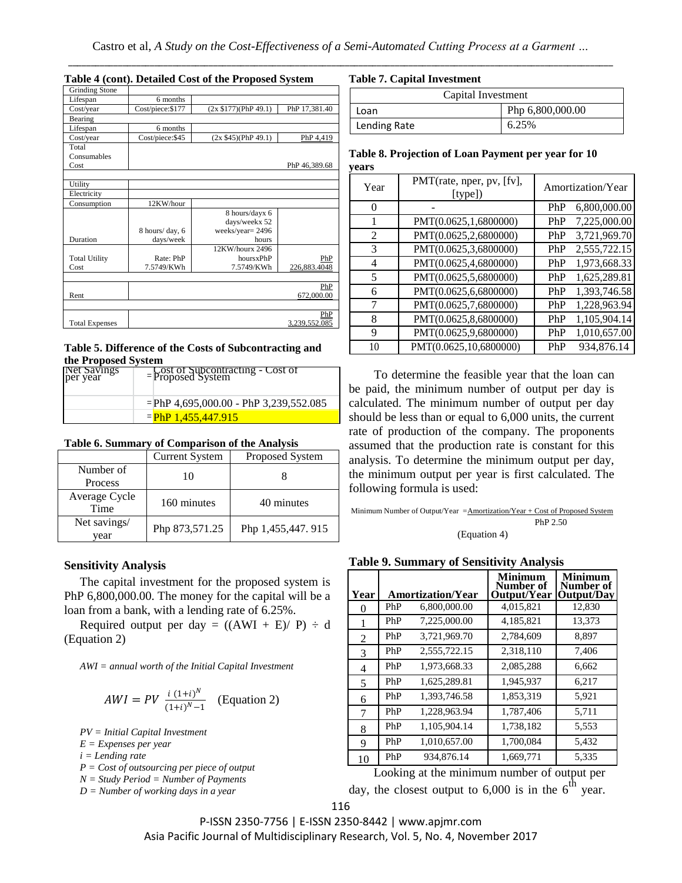**Table 4 (cont). Detailed Cost of the Proposed System**

| Grinding Stone | | | |
|---|---|---|---|
| Lifespan | 6 months | | |
| Cost/year | Cost/piece:$177 | (2x $177)(PhP 49.1) | PhP 17,381.40 |
| Bearing | | | |
| Lifespan | 6 months | | |
| Cost/year | Cost/piece:$45 | (2x $45)(PhP 49.1) | PhP 4,419 |
| Total Consumables Cost | | | PhP 46,389.68 |
| | | | |
| Utility | | | |
| Electricity | | | |
| Consumption | 12KW/hour | | |
| Duration | 8 hours/ day, 6 days/week | 8 hours/dayx 6 days/weekx 52 weeks/year= 2496 hours | |
| Total Utility Cost | Rate: PhP 7.5749/KWh | 12KW/hourx 2496 hoursxPhP 7.5749/KWh | PhP 226,883.4048 |
| | | | |
| Rent | | | PhP 672,000.00 |
| | | | |
| Total Expenses | | | PhP 3,239,552.085 |

**Table 5. Difference of the Costs of Subcontracting and the Proposed System**

| Net Savings per year | = Cost of Subcontracting - Cost of Proposed System |
|---|---|
| | = PhP 4,695,000.00 - PhP 3,239,552.085 |
| | = PhP 1,455,447.915 |

**Table 6. Summary of Comparison of the Analysis**

| | Current System | Proposed System |
|---|---|---|
| Number of Process | 10 | 8 |
| Average Cycle Time | 160 minutes | 40 minutes |
| Net savings/ year | Php 873,571.25 | Php 1,455,447. 915 |

**Sensitivity Analysis**

The capital investment for the proposed system is PhP 6,800,000.00. The money for the capital will be a loan from a bank, with a lending rate of 6.25%.

Required output per day = ((AWI + E)/ P) ÷ d (Equation 2)

*AWI = annual worth of the Initial Capital Investment*

$$AWI = PV \ \frac{i\ (1+i)^N}{(1+i)^N - 1} \quad \text{(Equation 2)}$$

*PV = Initial Capital Investment*
*E = Expenses per year*
*i = Lending rate*
*P = Cost of outsourcing per piece of output*
*N = Study Period = Number of Payments*
*D = Number of working days in a year*

**Table 7. Capital Investment**

| Capital Investment | |
|---|---|
| Loan | Php 6,800,000.00 |
| Lending Rate | 6.25% |

**Table 8. Projection of Loan Payment per year for 10 years**

| Year | PMT(rate, nper, pv, [fv], [type]) | Amortization/Year | |
|---|---|---|---|
| 0 | - | PhP | 6,800,000.00 |
| 1 | PMT(0.0625,1,6800000) | PhP | 7,225,000.00 |
| 2 | PMT(0.0625,2,6800000) | PhP | 3,721,969.70 |
| 3 | PMT(0.0625,3,6800000) | PhP | 2,555,722.15 |
| 4 | PMT(0.0625,4,6800000) | PhP | 1,973,668.33 |
| 5 | PMT(0.0625,5,6800000) | PhP | 1,625,289.81 |
| 6 | PMT(0.0625,6,6800000) | PhP | 1,393,746.58 |
| 7 | PMT(0.0625,7,6800000) | PhP | 1,228,963.94 |
| 8 | PMT(0.0625,8,6800000) | PhP | 1,105,904.14 |
| 9 | PMT(0.0625,9,6800000) | PhP | 1,010,657.00 |
| 10 | PMT(0.0625,10,6800000) | PhP | 934,876.14 |

To determine the feasible year that the loan can be paid, the minimum number of output per day is calculated. The minimum number of output per day should be less than or equal to 6,000 units, the current rate of production of the company. The proponents assumed that the production rate is constant for this analysis. To determine the minimum output per day, the minimum output per year is first calculated. The following formula is used:

$$\text{Minimum Number of Output/Year} = \frac{\text{Amortization/Year} + \text{Cost of Proposed System}}{\text{PhP } 2.50}$$

(Equation 4)

**Table 9. Summary of Sensitivity Analysis**

| Year | Amortization/Year | | Minimum Number of Output/Year | Minimum Number of Output/Day |
|---|---|---|---|---|
| 0 | PhP | 6,800,000.00 | 4,015,821 | 12,830 |
| 1 | PhP | 7,225,000.00 | 4,185,821 | 13,373 |
| 2 | PhP | 3,721,969.70 | 2,784,609 | 8,897 |
| 3 | PhP | 2,555,722.15 | 2,318,110 | 7,406 |
| 4 | PhP | 1,973,668.33 | 2,085,288 | 6,662 |
| 5 | PhP | 1,625,289.81 | 1,945,937 | 6,217 |
| 6 | PhP | 1,393,746.58 | 1,853,319 | 5,921 |
| 7 | PhP | 1,228,963.94 | 1,787,406 | 5,711 |
| 8 | PhP | 1,105,904.14 | 1,738,182 | 5,553 |
| 9 | PhP | 1,010,657.00 | 1,700,084 | 5,432 |
| 10 | PhP | 934,876.14 | 1,669,771 | 5,335 |

Looking at the minimum number of output per day, the closest output to 6,000 is in the 6th year.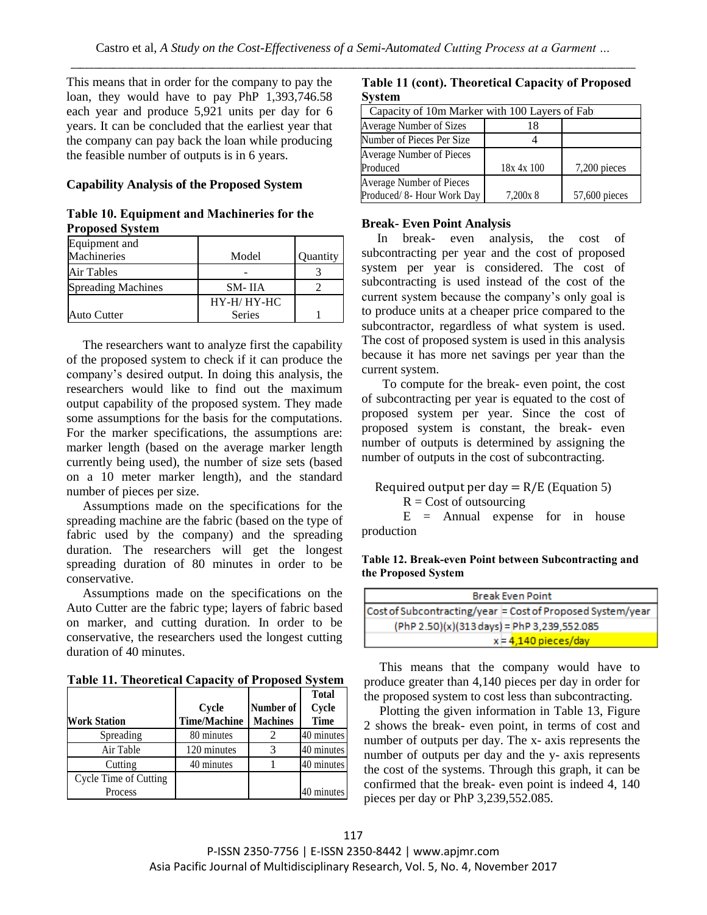This means that in order for the company to pay the loan, they would have to pay PhP 1,393,746.58 each year and produce 5,921 units per day for 6 years. It can be concluded that the earliest year that the company can pay back the loan while producing the feasible number of outputs is in 6 years.

**Capability Analysis of the Proposed System**

**Table 10. Equipment and Machineries for the Proposed System**

| Equipment and Machineries | Model | Quantity |
|---|---|---|
| Air Tables | - | 3 |
| Spreading Machines | SM- IIA | 2 |
| Auto Cutter | HY-H/ HY-HC Series | 1 |

The researchers want to analyze first the capability of the proposed system to check if it can produce the company's desired output. In doing this analysis, the researchers would like to find out the maximum output capability of the proposed system. They made some assumptions for the basis for the computations. For the marker specifications, the assumptions are: marker length (based on the average marker length currently being used), the number of size sets (based on a 10 meter marker length), and the standard number of pieces per size.

Assumptions made on the specifications for the spreading machine are the fabric (based on the type of fabric used by the company) and the spreading duration. The researchers will get the longest spreading duration of 80 minutes in order to be conservative.

Assumptions made on the specifications on the Auto Cutter are the fabric type; layers of fabric based on marker, and cutting duration. In order to be conservative, the researchers used the longest cutting duration of 40 minutes.

**Table 11. Theoretical Capacity of Proposed System**

| Work Station | Cycle Time/Machine | Number of Machines | Total Cycle Time |
|---|---|---|---|
| Spreading | 80 minutes | 2 | 40 minutes |
| Air Table | 120 minutes | 3 | 40 minutes |
| Cutting | 40 minutes | 1 | 40 minutes |
| Cycle Time of Cutting Process | | | 40 minutes |

**Table 11 (cont). Theoretical Capacity of Proposed System**

| Capacity of 10m Marker with 100 Layers of Fab | | |
|---|---|---|
| Average Number of Sizes | 18 | |
| Number of Pieces Per Size | 4 | |
| Average Number of Pieces Produced | 18x 4x 100 | 7,200 pieces |
| Average Number of Pieces Produced/ 8- Hour Work Day | 7,200x 8 | 57,600 pieces |

**Break- Even Point Analysis**

In break- even analysis, the cost of subcontracting per year and the cost of proposed system per year is considered. The cost of subcontracting is used instead of the cost of the current system because the company's only goal is to produce units at a cheaper price compared to the subcontractor, regardless of what system is used. The cost of proposed system is used in this analysis because it has more net savings per year than the current system.

To compute for the break- even point, the cost of subcontracting per year is equated to the cost of proposed system per year. Since the cost of proposed system is constant, the break- even number of outputs is determined by assigning the number of outputs in the cost of subcontracting.

$$\text{Required output per day} = R/E \quad \text{(Equation 5)}$$

R = Cost of outsourcing

E = Annual expense for in house production

**Table 12. Break-even Point between Subcontracting and the Proposed System**

| Break Even Point | |
|---|---|
| Cost of Subcontracting/year | = Cost of Proposed System/year |
| (PhP 2.50)(x)(313 days) | = PhP 3,239,552.085 |
| | x = 4,140 pieces/day |

This means that the company would have to produce greater than 4,140 pieces per day in order for the proposed system to cost less than subcontracting.

Plotting the given information in Table 13, Figure 2 shows the break- even point, in terms of cost and number of outputs per day. The x- axis represents the number of outputs per day and the y- axis represents the cost of the systems. Through this graph, it can be confirmed that the break- even point is indeed 4, 140 pieces per day or PhP 3,239,552.085.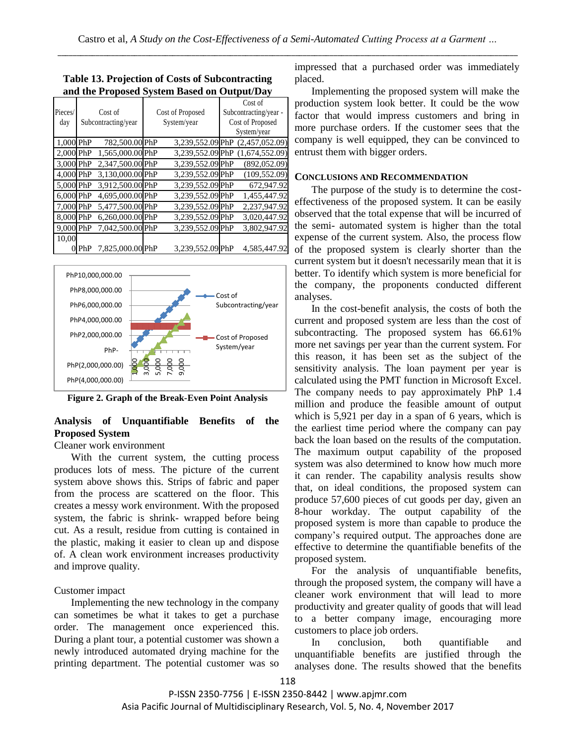**Table 13. Projection of Costs of Subcontracting and the Proposed System Based on Output/Day**

| Pieces/ day | Cost of Subcontracting/year | Cost of Proposed System/year | Cost of Subcontracting/year - Cost of Proposed System/year |
|---|---|---|---|
| 1,000 | PhP 782,500.00 | PhP 3,239,552.09 | PhP (2,457,052.09) |
| 2,000 | PhP 1,565,000.00 | PhP 3,239,552.09 | PhP (1,674,552.09) |
| 3,000 | PhP 2,347,500.00 | PhP 3,239,552.09 | PhP (892,052.09) |
| 4,000 | PhP 3,130,000.00 | PhP 3,239,552.09 | PhP (109,552.09) |
| 5,000 | PhP 3,912,500.00 | PhP 3,239,552.09 | PhP 672,947.92 |
| 6,000 | PhP 4,695,000.00 | PhP 3,239,552.09 | PhP 1,455,447.92 |
| 7,000 | PhP 5,477,500.00 | PhP 3,239,552.09 | PhP 2,237,947.92 |
| 8,000 | PhP 6,260,000.00 | PhP 3,239,552.09 | PhP 3,020,447.92 |
| 9,000 | PhP 7,042,500.00 | PhP 3,239,552.09 | PhP 3,802,947.92 |
| 10,000 | PhP 7,825,000.00 | PhP 3,239,552.09 | PhP 4,585,447.92 |

**Figure 2. Graph of the Break-Even Point Analysis**

## Analysis of Unquantifiable Benefits of the Proposed System

Cleaner work environment

With the current system, the cutting process produces lots of mess. The picture of the current system above shows this. Strips of fabric and paper from the process are scattered on the floor. This creates a messy work environment. With the proposed system, the fabric is shrink- wrapped before being cut. As a result, residue from cutting is contained in the plastic, making it easier to clean up and dispose of. A clean work environment increases productivity and improve quality.

Customer impact

Implementing the new technology in the company can sometimes be what it takes to get a purchase order. The management once experienced this. During a plant tour, a potential customer was shown a newly introduced automated drying machine for the printing department. The potential customer was so impressed that a purchased order was immediately placed.

Implementing the proposed system will make the production system look better. It could be the wow factor that would impress customers and bring in more purchase orders. If the customer sees that the company is well equipped, they can be convinced to entrust them with bigger orders.

## CONCLUSIONS AND RECOMMENDATION

The purpose of the study is to determine the cost-effectiveness of the proposed system. It can be easily observed that the total expense that will be incurred of the semi- automated system is higher than the total expense of the current system. Also, the process flow of the proposed system is clearly shorter than the current system but it doesn't necessarily mean that it is better. To identify which system is more beneficial for the company, the proponents conducted different analyses.

In the cost-benefit analysis, the costs of both the current and proposed system are less than the cost of subcontracting. The proposed system has 66.61% more net savings per year than the current system. For this reason, it has been set as the subject of the sensitivity analysis. The loan payment per year is calculated using the PMT function in Microsoft Excel. The company needs to pay approximately PhP 1.4 million and produce the feasible amount of output which is 5,921 per day in a span of 6 years, which is the earliest time period where the company can pay back the loan based on the results of the computation. The maximum output capability of the proposed system was also determined to know how much more it can render. The capability analysis results show that, on ideal conditions, the proposed system can produce 57,600 pieces of cut goods per day, given an 8-hour workday. The output capability of the proposed system is more than capable to produce the company's required output. The approaches done are effective to determine the quantifiable benefits of the proposed system.

For the analysis of unquantifiable benefits, through the proposed system, the company will have a cleaner work environment that will lead to more productivity and greater quality of goods that will lead to a better company image, encouraging more customers to place job orders.

In conclusion, both quantifiable and unquantifiable benefits are justified through the analyses done. The results showed that the benefits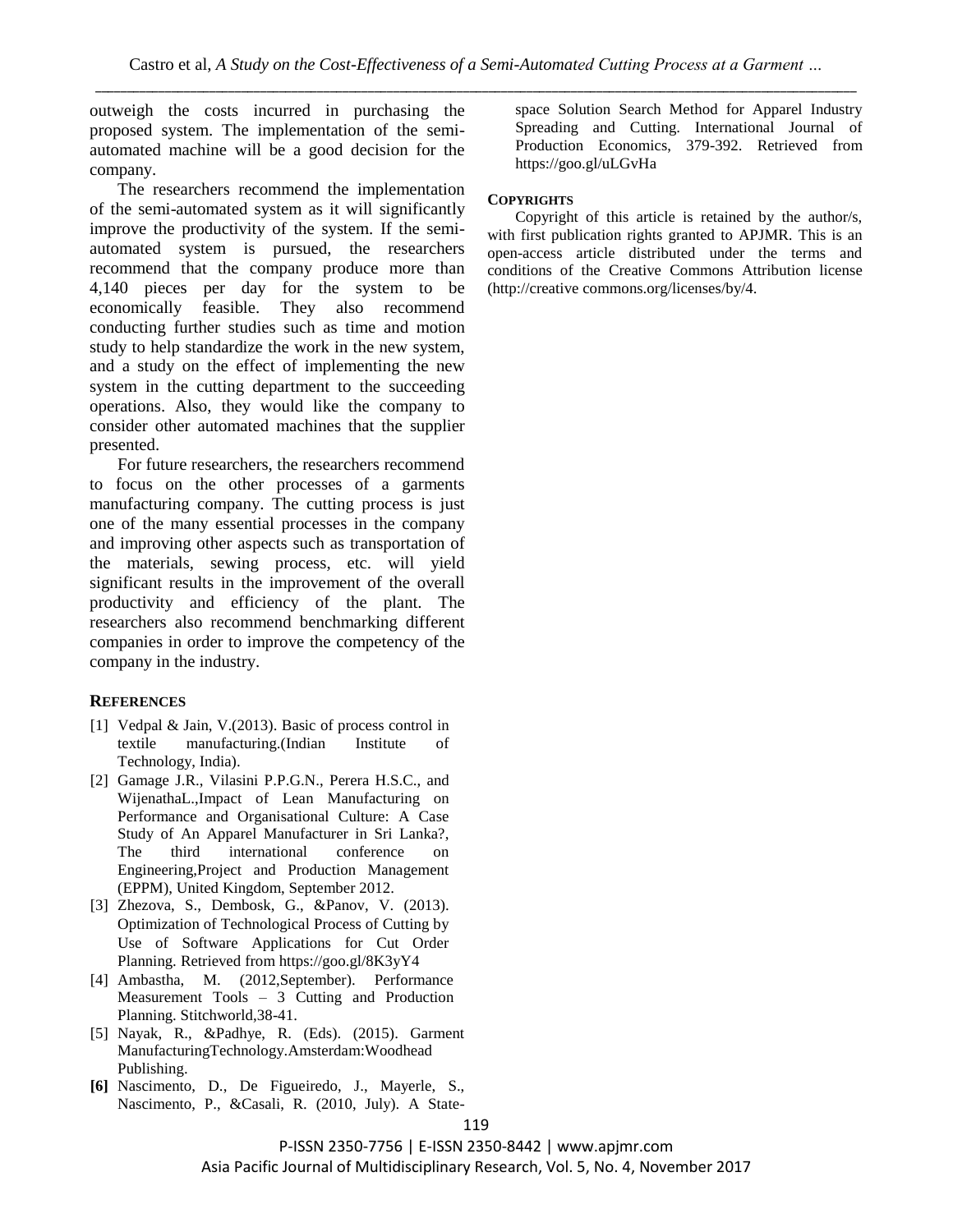outweigh the costs incurred in purchasing the proposed system. The implementation of the semi-automated machine will be a good decision for the company.

The researchers recommend the implementation of the semi-automated system as it will significantly improve the productivity of the system. If the semi-automated system is pursued, the researchers recommend that the company produce more than 4,140 pieces per day for the system to be economically feasible. They also recommend conducting further studies such as time and motion study to help standardize the work in the new system, and a study on the effect of implementing the new system in the cutting department to the succeeding operations. Also, they would like the company to consider other automated machines that the supplier presented.

For future researchers, the researchers recommend to focus on the other processes of a garments manufacturing company. The cutting process is just one of the many essential processes in the company and improving other aspects such as transportation of the materials, sewing process, etc. will yield significant results in the improvement of the overall productivity and efficiency of the plant. The researchers also recommend benchmarking different companies in order to improve the competency of the company in the industry.

## REFERENCES

[1] Vedpal & Jain, V.(2013). Basic of process control in textile manufacturing.(Indian Institute of Technology, India).

[2] Gamage J.R., Vilasini P.P.G.N., Perera H.S.C., and WijenathaL.,Impact of Lean Manufacturing on Performance and Organisational Culture: A Case Study of An Apparel Manufacturer in Sri Lanka?, The third international conference on Engineering,Project and Production Management (EPPM), United Kingdom, September 2012.

[3] Zhezova, S., Dembosk, G., &Panov, V. (2013). Optimization of Technological Process of Cutting by Use of Software Applications for Cut Order Planning. Retrieved from https://goo.gl/8K3yY4

[4] Ambastha, M. (2012,September). Performance Measurement Tools – 3 Cutting and Production Planning. Stitchworld,38-41.

[5] Nayak, R., &Padhye, R. (Eds). (2015). Garment ManufacturingTechnology.Amsterdam:Woodhead Publishing.

**[6]** Nascimento, D., De Figueiredo, J., Mayerle, S., Nascimento, P., &Casali, R. (2010, July). A State-space Solution Search Method for Apparel Industry Spreading and Cutting. International Journal of Production Economics, 379-392. Retrieved from https://goo.gl/uLGvHa

## COPYRIGHTS

Copyright of this article is retained by the author/s, with first publication rights granted to APJMR. This is an open-access article distributed under the terms and conditions of the Creative Commons Attribution license (http://creative commons.org/licenses/by/4.